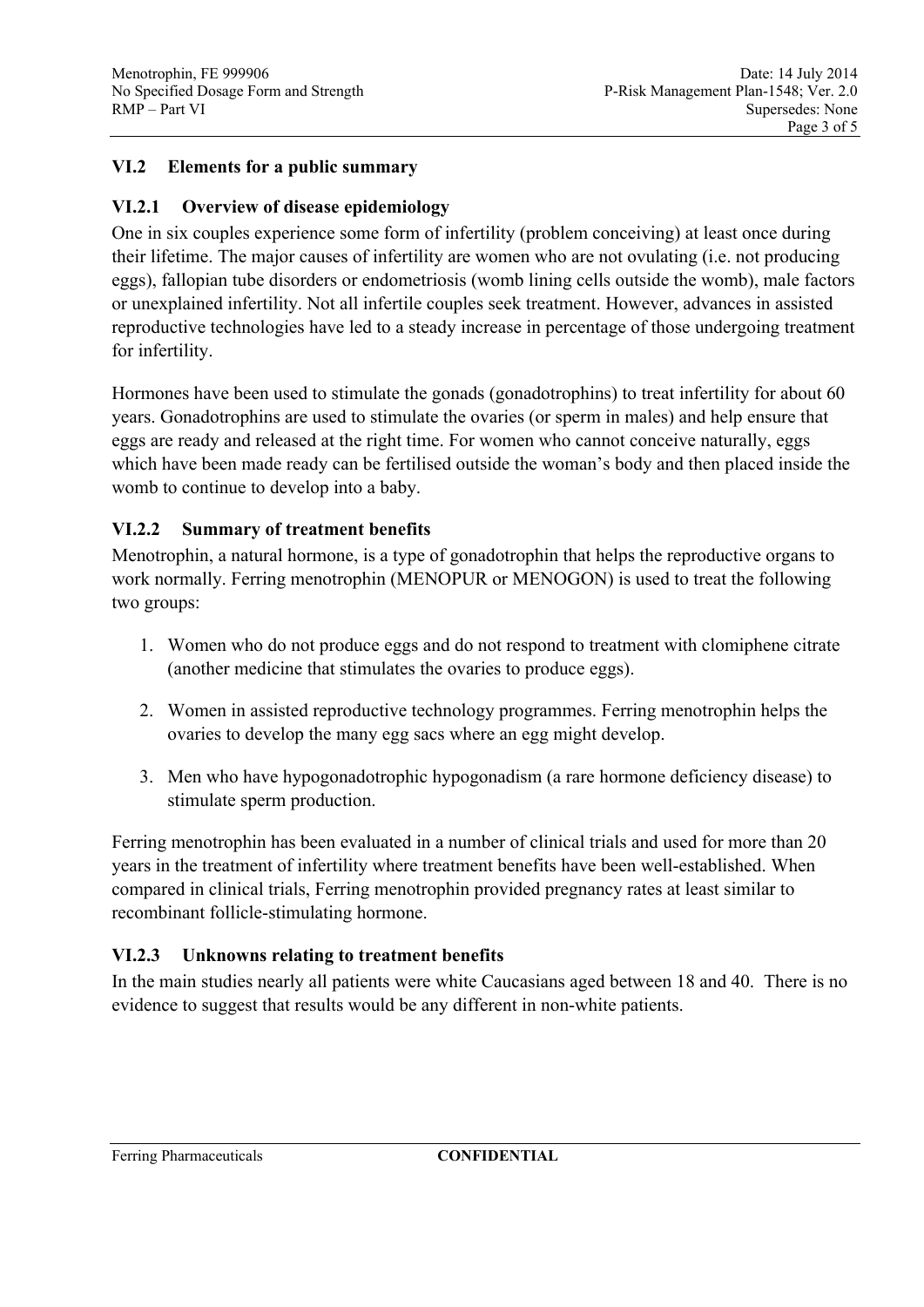## VI.2 Elements for a public summary

### VI.2.1 Overview of disease epidemiology

One in six couples experience some form of infertility (problem conceiving) at least once during their lifetime. The major causes of infertility are women who are not ovulating (i.e. not producing eggs), fallopian tube disorders or endometriosis (womb lining cells outside the womb), male factors or unexplained infertility. Not all infertile couples seek treatment. However, advances in assisted reproductive technologies have led to a steady increase in percentage of those undergoing treatment for infertility.

Hormones have been used to stimulate the gonads (gonadotrophins) to treat infertility for about 60 years. Gonadotrophins are used to stimulate the ovaries (or sperm in males) and help ensure that eggs are ready and released at the right time. For women who cannot conceive naturally, eggs which have been made ready can be fertilised outside the woman's body and then placed inside the womb to continue to develop into a baby.

### VI.2.2 Summary of treatment benefits

Menotrophin, a natural hormone, is a type of gonadotrophin that helps the reproductive organs to work normally. Ferring menotrophin (MENOPUR or MENOGON) is used to treat the following two groups:

1. Women who do not produce eggs and do not respond to treatment with clomiphene citrate (another medicine that stimulates the ovaries to produce eggs).
2. Women in assisted reproductive technology programmes. Ferring menotrophin helps the ovaries to develop the many egg sacs where an egg might develop.
3. Men who have hypogonadotrophic hypogonadism (a rare hormone deficiency disease) to stimulate sperm production.

Ferring menotrophin has been evaluated in a number of clinical trials and used for more than 20 years in the treatment of infertility where treatment benefits have been well-established. When compared in clinical trials, Ferring menotrophin provided pregnancy rates at least similar to recombinant follicle-stimulating hormone.

### VI.2.3 Unknowns relating to treatment benefits

In the main studies nearly all patients were white Caucasians aged between 18 and 40. There is no evidence to suggest that results would be any different in non-white patients.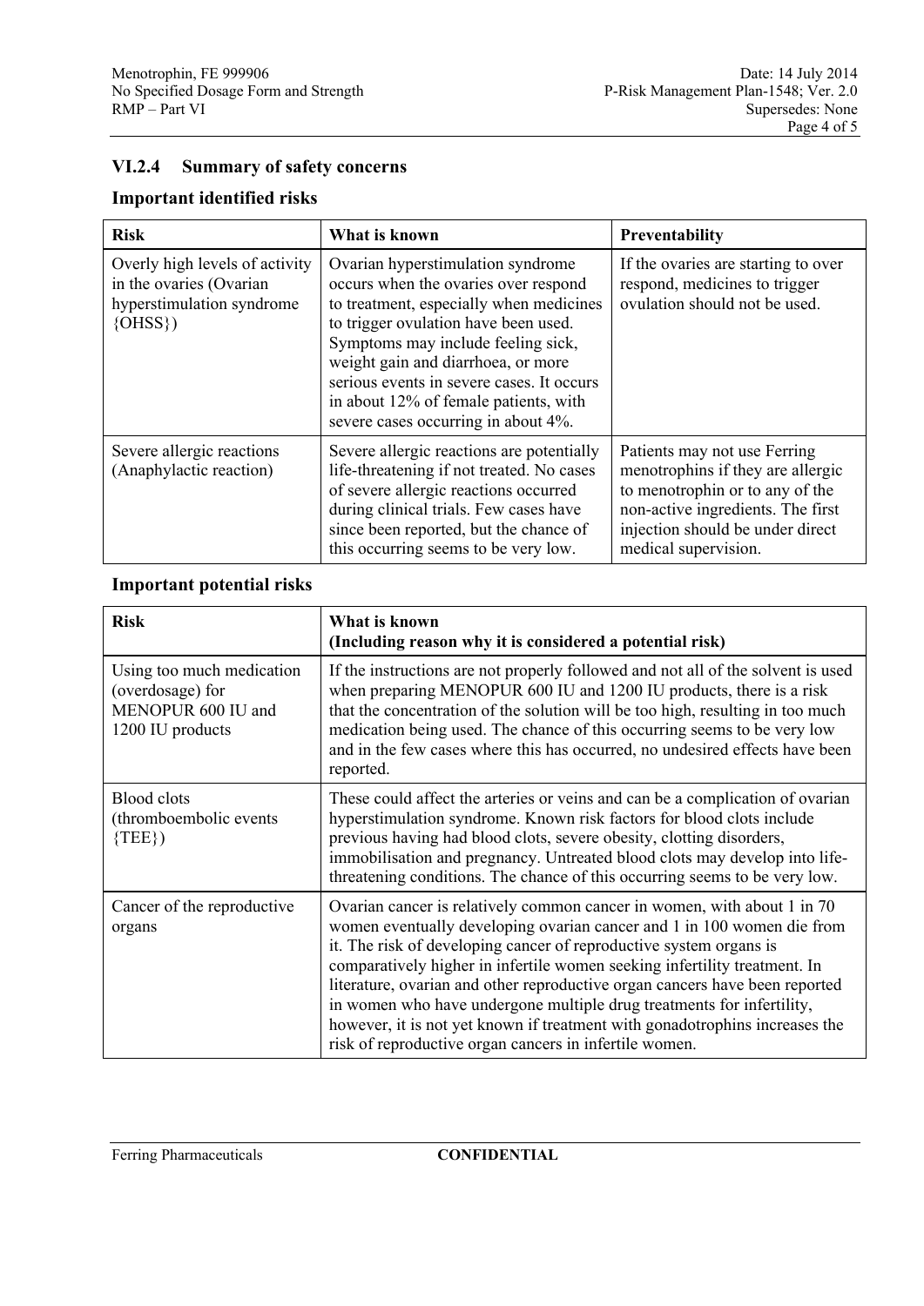### VI.2.4 Summary of safety concerns

**Important identified risks**

| Risk | What is known | Preventability |
|---|---|---|
| Overly high levels of activity in the ovaries (Ovarian hyperstimulation syndrome {OHSS}) | Ovarian hyperstimulation syndrome occurs when the ovaries over respond to treatment, especially when medicines to trigger ovulation have been used. Symptoms may include feeling sick, weight gain and diarrhoea, or more serious events in severe cases. It occurs in about 12% of female patients, with severe cases occurring in about 4%. | If the ovaries are starting to over respond, medicines to trigger ovulation should not be used. |
| Severe allergic reactions (Anaphylactic reaction) | Severe allergic reactions are potentially life-threatening if not treated. No cases of severe allergic reactions occurred during clinical trials. Few cases have since been reported, but the chance of this occurring seems to be very low. | Patients may not use Ferring menotrophins if they are allergic to menotrophin or to any of the non-active ingredients. The first injection should be under direct medical supervision. |

**Important potential risks**

| Risk | What is known<br>(Including reason why it is considered a potential risk) |
|---|---|
| Using too much medication (overdosage) for MENOPUR 600 IU and 1200 IU products | If the instructions are not properly followed and not all of the solvent is used when preparing MENOPUR 600 IU and 1200 IU products, there is a risk that the concentration of the solution will be too high, resulting in too much medication being used. The chance of this occurring seems to be very low and in the few cases where this has occurred, no undesired effects have been reported. |
| Blood clots (thromboembolic events {TEE}) | These could affect the arteries or veins and can be a complication of ovarian hyperstimulation syndrome. Known risk factors for blood clots include previous having had blood clots, severe obesity, clotting disorders, immobilisation and pregnancy. Untreated blood clots may develop into life-threatening conditions. The chance of this occurring seems to be very low. |
| Cancer of the reproductive organs | Ovarian cancer is relatively common cancer in women, with about 1 in 70 women eventually developing ovarian cancer and 1 in 100 women die from it. The risk of developing cancer of reproductive system organs is comparatively higher in infertile women seeking infertility treatment. In literature, ovarian and other reproductive organ cancers have been reported in women who have undergone multiple drug treatments for infertility, however, it is not yet known if treatment with gonadotrophins increases the risk of reproductive organ cancers in infertile women. |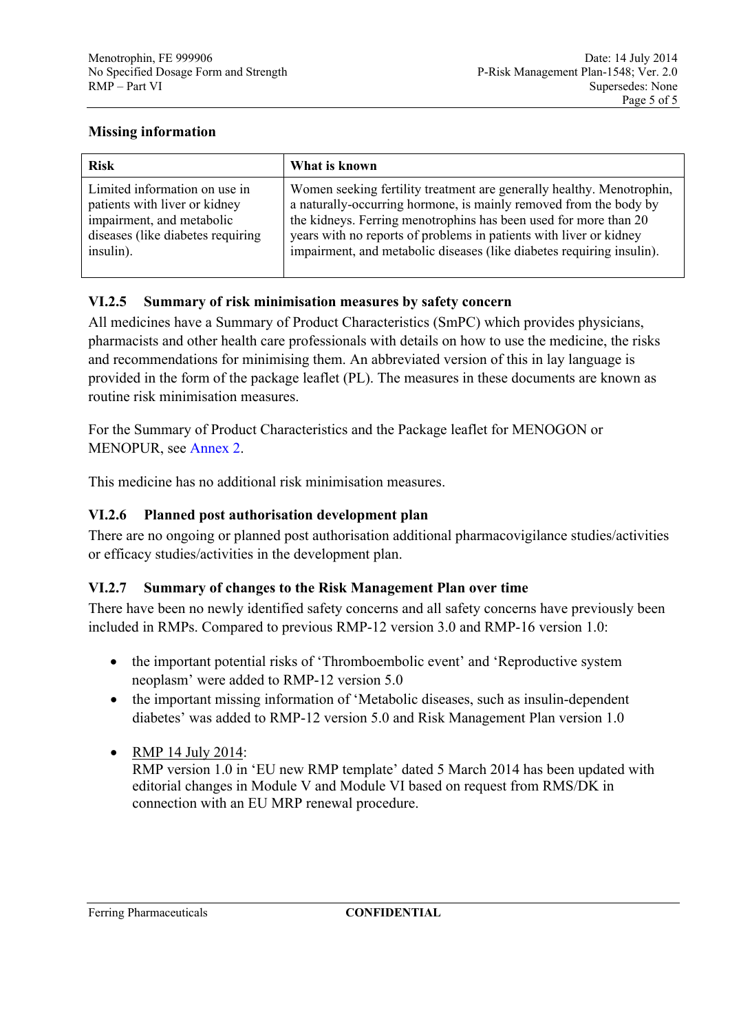**Missing information**

| Risk | What is known |
| --- | --- |
| Limited information on use in patients with liver or kidney impairment, and metabolic diseases (like diabetes requiring insulin). | Women seeking fertility treatment are generally healthy. Menotrophin, a naturally-occurring hormone, is mainly removed from the body by the kidneys. Ferring menotrophins has been used for more than 20 years with no reports of problems in patients with liver or kidney impairment, and metabolic diseases (like diabetes requiring insulin). |

### VI.2.5 Summary of risk minimisation measures by safety concern

All medicines have a Summary of Product Characteristics (SmPC) which provides physicians, pharmacists and other health care professionals with details on how to use the medicine, the risks and recommendations for minimising them. An abbreviated version of this in lay language is provided in the form of the package leaflet (PL). The measures in these documents are known as routine risk minimisation measures.

For the Summary of Product Characteristics and the Package leaflet for MENOGON or MENOPUR, see Annex 2.

This medicine has no additional risk minimisation measures.

### VI.2.6 Planned post authorisation development plan

There are no ongoing or planned post authorisation additional pharmacovigilance studies/activities or efficacy studies/activities in the development plan.

### VI.2.7 Summary of changes to the Risk Management Plan over time

There have been no newly identified safety concerns and all safety concerns have previously been included in RMPs. Compared to previous RMP-12 version 3.0 and RMP-16 version 1.0:

- the important potential risks of 'Thromboembolic event' and 'Reproductive system neoplasm' were added to RMP-12 version 5.0
- the important missing information of 'Metabolic diseases, such as insulin-dependent diabetes' was added to RMP-12 version 5.0 and Risk Management Plan version 1.0

- RMP 14 July 2014:
  RMP version 1.0 in 'EU new RMP template' dated 5 March 2014 has been updated with editorial changes in Module V and Module VI based on request from RMS/DK in connection with an EU MRP renewal procedure.